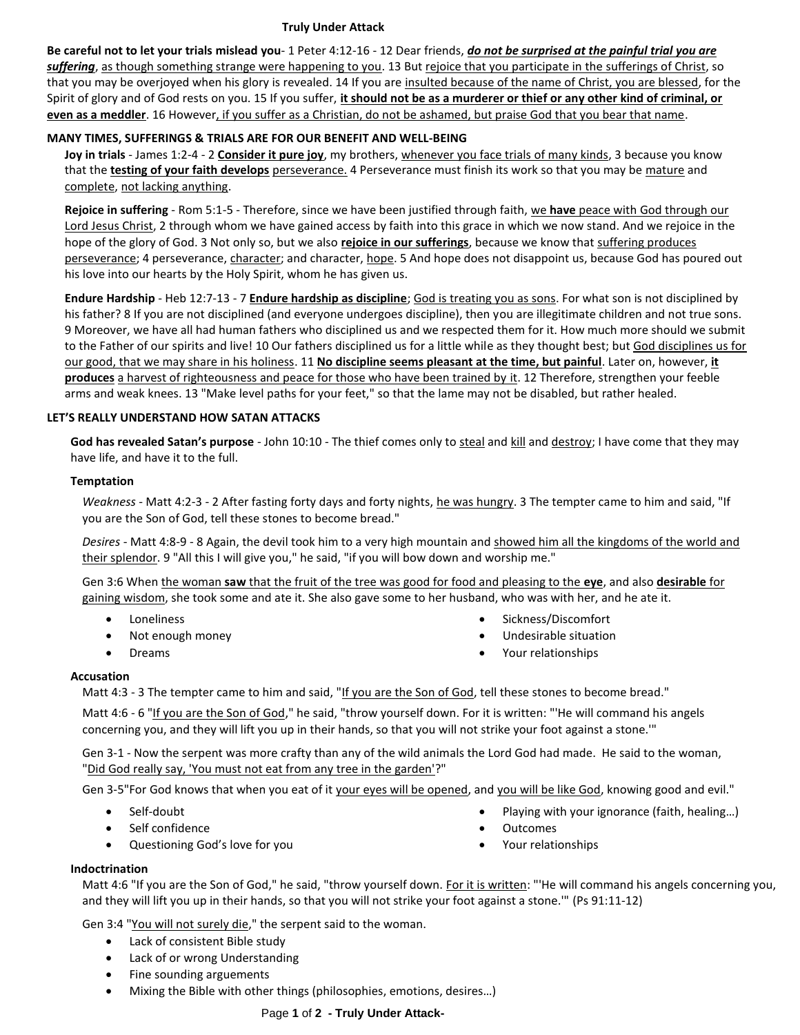# Truly Under Attack

**Be careful not to let your trials mislead you**- 1 Peter 4:12-16 - 12 Dear friends, ***do not be surprised at the painful trial you are suffering***, as though something strange were happening to you. 13 But rejoice that you participate in the sufferings of Christ, so that you may be overjoyed when his glory is revealed. 14 If you are insulted because of the name of Christ, you are blessed, for the Spirit of glory and of God rests on you. 15 If you suffer, **it should not be as a murderer or thief or any other kind of criminal, or even as a meddler**. 16 However, if you suffer as a Christian, do not be ashamed, but praise God that you bear that name.

## MANY TIMES, SUFFERINGS & TRIALS ARE FOR OUR BENEFIT AND WELL-BEING

**Joy in trials** - James 1:2-4 - 2 **Consider it pure joy**, my brothers, whenever you face trials of many kinds, 3 because you know that the **testing of your faith develops** perseverance. 4 Perseverance must finish its work so that you may be mature and complete, not lacking anything.

**Rejoice in suffering** - Rom 5:1-5 - Therefore, since we have been justified through faith, we **have** peace with God through our Lord Jesus Christ, 2 through whom we have gained access by faith into this grace in which we now stand. And we rejoice in the hope of the glory of God. 3 Not only so, but we also **rejoice in our sufferings**, because we know that suffering produces perseverance; 4 perseverance, character; and character, hope. 5 And hope does not disappoint us, because God has poured out his love into our hearts by the Holy Spirit, whom he has given us.

**Endure Hardship** - Heb 12:7-13 - 7 **Endure hardship as discipline**; God is treating you as sons. For what son is not disciplined by his father? 8 If you are not disciplined (and everyone undergoes discipline), then you are illegitimate children and not true sons. 9 Moreover, we have all had human fathers who disciplined us and we respected them for it. How much more should we submit to the Father of our spirits and live! 10 Our fathers disciplined us for a little while as they thought best; but God disciplines us for our good, that we may share in his holiness. 11 **No discipline seems pleasant at the time, but painful**. Later on, however, **it produces** a harvest of righteousness and peace for those who have been trained by it. 12 Therefore, strengthen your feeble arms and weak knees. 13 "Make level paths for your feet," so that the lame may not be disabled, but rather healed.

## LET'S REALLY UNDERSTAND HOW SATAN ATTACKS

**God has revealed Satan's purpose** - John 10:10 - The thief comes only to steal and kill and destroy; I have come that they may have life, and have it to the full.

### Temptation

*Weakness* - Matt 4:2-3 - 2 After fasting forty days and forty nights, he was hungry. 3 The tempter came to him and said, "If you are the Son of God, tell these stones to become bread."

*Desires* - Matt 4:8-9 - 8 Again, the devil took him to a very high mountain and showed him all the kingdoms of the world and their splendor. 9 "All this I will give you," he said, "if you will bow down and worship me."

Gen 3:6 When the woman **saw** that the fruit of the tree was good for food and pleasing to the **eye**, and also **desirable** for gaining wisdom, she took some and ate it. She also gave some to her husband, who was with her, and he ate it.

- Loneliness
- Not enough money
- Dreams
- Sickness/Discomfort
- Undesirable situation
- Your relationships

### Accusation

Matt 4:3 - 3 The tempter came to him and said, "If you are the Son of God, tell these stones to become bread."

Matt 4:6 - 6 "If you are the Son of God," he said, "throw yourself down. For it is written: "'He will command his angels concerning you, and they will lift you up in their hands, so that you will not strike your foot against a stone.'"

Gen 3-1 - Now the serpent was more crafty than any of the wild animals the Lord God had made. He said to the woman, "Did God really say, 'You must not eat from any tree in the garden'?"

Gen 3-5"For God knows that when you eat of it your eyes will be opened, and you will be like God, knowing good and evil."

- Self-doubt
- Self confidence
- Questioning God's love for you
- Playing with your ignorance (faith, healing…)
- Outcomes
- Your relationships

### Indoctrination

Matt 4:6 "If you are the Son of God," he said, "throw yourself down. For it is written: "'He will command his angels concerning you, and they will lift you up in their hands, so that you will not strike your foot against a stone.'" (Ps 91:11-12)

Gen 3:4 "You will not surely die," the serpent said to the woman.

- Lack of consistent Bible study
- Lack of or wrong Understanding
- Fine sounding arguements
- Mixing the Bible with other things (philosophies, emotions, desires…)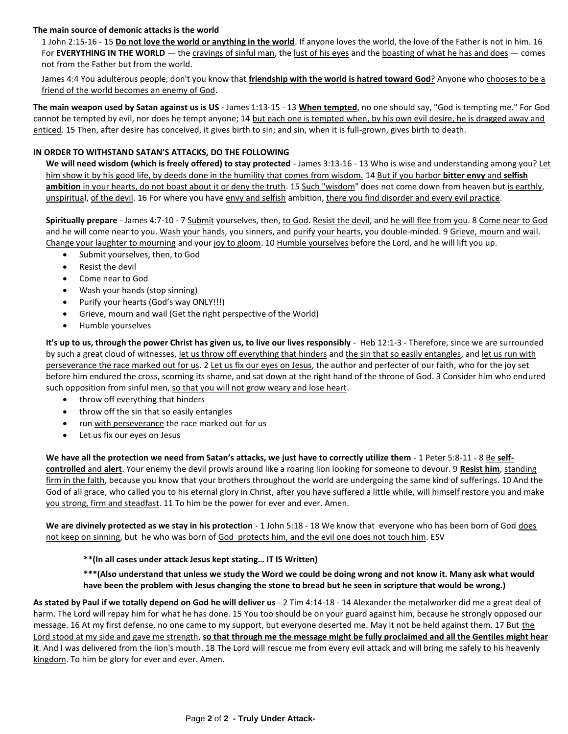**The main source of demonic attacks is the world**

1 John 2:15-16 - 15 **Do not love the world or anything in the world**. If anyone loves the world, the love of the Father is not in him. 16 For **EVERYTHING IN THE WORLD** — the cravings of sinful man, the lust of his eyes and the boasting of what he has and does — comes not from the Father but from the world.

James 4:4 You adulterous people, don't you know that **friendship with the world is hatred toward God**? Anyone who chooses to be a friend of the world becomes an enemy of God.

**The main weapon used by Satan against us is US** - James 1:13-15 - 13 **When tempted**, no one should say, "God is tempting me." For God cannot be tempted by evil, nor does he tempt anyone; 14 but each one is tempted when, by his own evil desire, he is dragged away and enticed. 15 Then, after desire has conceived, it gives birth to sin; and sin, when it is full-grown, gives birth to death.

**IN ORDER TO WITHSTAND SATAN'S ATTACKS, DO THE FOLLOWING**

**We will need wisdom (which is freely offered) to stay protected** - James 3:13-16 - 13 Who is wise and understanding among you? Let him show it by his good life, by deeds done in the humility that comes from wisdom. 14 But if you harbor **bitter envy** and **selfish ambition** in your hearts, do not boast about it or deny the truth. 15 Such "wisdom" does not come down from heaven but is earthly, unspiritual, of the devil. 16 For where you have envy and selfish ambition, there you find disorder and every evil practice.

**Spiritually prepare** - James 4:7-10 - 7 Submit yourselves, then, to God. Resist the devil, and he will flee from you. 8 Come near to God and he will come near to you. Wash your hands, you sinners, and purify your hearts, you double-minded. 9 Grieve, mourn and wail. Change your laughter to mourning and your joy to gloom. 10 Humble yourselves before the Lord, and he will lift you up.

- Submit yourselves, then, to God
- Resist the devil
- Come near to God
- Wash your hands (stop sinning)
- Purify your hearts (God's way ONLY!!!)
- Grieve, mourn and wail (Get the right perspective of the World)
- Humble yourselves

**It's up to us, through the power Christ has given us, to live our lives responsibly** - Heb 12:1-3 - Therefore, since we are surrounded by such a great cloud of witnesses, let us throw off everything that hinders and the sin that so easily entangles, and let us run with perseverance the race marked out for us. 2 Let us fix our eyes on Jesus, the author and perfecter of our faith, who for the joy set before him endured the cross, scorning its shame, and sat down at the right hand of the throne of God. 3 Consider him who endured such opposition from sinful men, so that you will not grow weary and lose heart.

- throw off everything that hinders
- throw off the sin that so easily entangles
- run with perseverance the race marked out for us
- Let us fix our eyes on Jesus

**We have all the protection we need from Satan's attacks, we just have to correctly utilize them** - 1 Peter 5:8-11 - 8 Be **self-controlled** and **alert**. Your enemy the devil prowls around like a roaring lion looking for someone to devour. 9 **Resist him**, standing firm in the faith, because you know that your brothers throughout the world are undergoing the same kind of sufferings. 10 And the God of all grace, who called you to his eternal glory in Christ, after you have suffered a little while, will himself restore you and make you strong, firm and steadfast. 11 To him be the power for ever and ever. Amen.

**We are divinely protected as we stay in his protection** - 1 John 5:18 - 18 We know that everyone who has been born of God does not keep on sinning, but he who was born of God protects him, and the evil one does not touch him. ESV

**\*\*(In all cases under attack Jesus kept stating… IT IS Written)**

**\*\*\*(Also understand that unless we study the Word we could be doing wrong and not know it. Many ask what would have been the problem with Jesus changing the stone to bread but he seen in scripture that would be wrong.)**

**As stated by Paul if we totally depend on God he will deliver us** - 2 Tim 4:14-18 - 14 Alexander the metalworker did me a great deal of harm. The Lord will repay him for what he has done. 15 You too should be on your guard against him, because he strongly opposed our message. 16 At my first defense, no one came to my support, but everyone deserted me. May it not be held against them. 17 But the Lord stood at my side and gave me strength, **so that through me the message might be fully proclaimed and all the Gentiles might hear it**. And I was delivered from the lion's mouth. 18 The Lord will rescue me from every evil attack and will bring me safely to his heavenly kingdom. To him be glory for ever and ever. Amen.